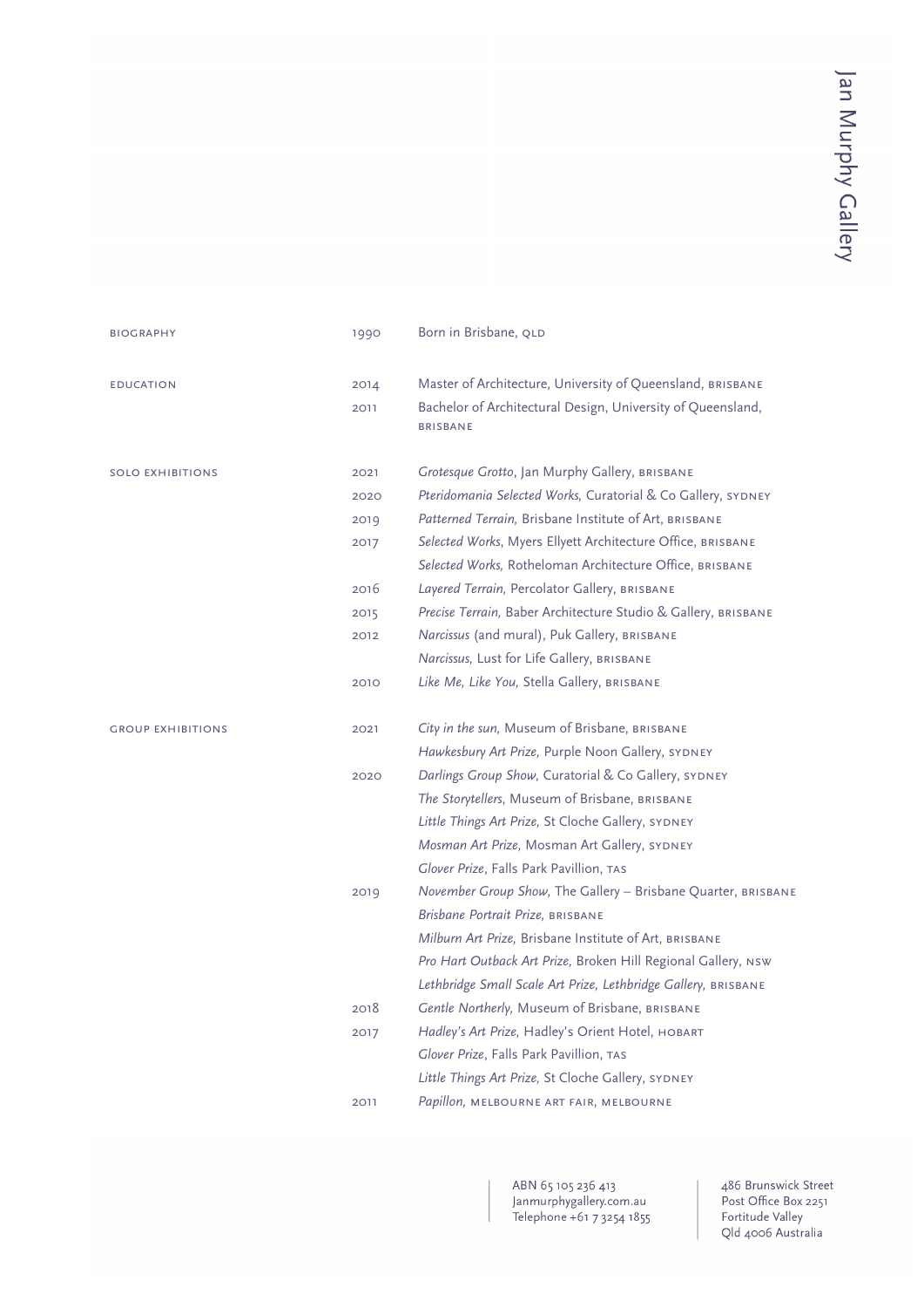# Jan Murphy Gallery

## BIOGRAPHY

1990 Born in Brisbane, QLD

## EDUCATION

2014 Master of Architecture, University of Queensland, BRISBANE

2011 Bachelor of Architectural Design, University of Queensland, BRISBANE

## SOLO EXHIBITIONS

2021 *Grotesque Grotto*, Jan Murphy Gallery, BRISBANE

2020 *Pteridomania Selected Works,* Curatorial & Co Gallery, SYDNEY

2019 *Patterned Terrain,* Brisbane Institute of Art, BRISBANE

2017 *Selected Works*, Myers Ellyett Architecture Office, BRISBANE

*Selected Works,* Rotheloman Architecture Office, BRISBANE

2016 *Layered Terrain,* Percolator Gallery, BRISBANE

2015 *Precise Terrain,* Baber Architecture Studio & Gallery, BRISBANE

2012 *Narcissus* (and mural), Puk Gallery, BRISBANE

*Narcissus,* Lust for Life Gallery, BRISBANE

2010 *Like Me, Like You,* Stella Gallery, BRISBANE

## GROUP EXHIBITIONS

2021 *City in the sun,* Museum of Brisbane, BRISBANE

*Hawkesbury Art Prize,* Purple Noon Gallery, SYDNEY

2020 *Darlings Group Show,* Curatorial & Co Gallery, SYDNEY

*The Storytellers*, Museum of Brisbane, BRISBANE

*Little Things Art Prize,* St Cloche Gallery, SYDNEY

*Mosman Art Prize,* Mosman Art Gallery, SYDNEY

*Glover Prize*, Falls Park Pavillion, TAS

2019 *November Group Show,* The Gallery – Brisbane Quarter, BRISBANE

*Brisbane Portrait Prize,* BRISBANE

*Milburn Art Prize,* Brisbane Institute of Art, BRISBANE

*Pro Hart Outback Art Prize,* Broken Hill Regional Gallery, NSW

*Lethbridge Small Scale Art Prize, Lethbridge Gallery,* BRISBANE

2018 *Gentle Northerly,* Museum of Brisbane, BRISBANE

2017 *Hadley's Art Prize,* Hadley's Orient Hotel, HOBART

*Glover Prize*, Falls Park Pavillion, TAS

*Little Things Art Prize,* St Cloche Gallery, SYDNEY

2011 *Papillon,* MELBOURNE ART FAIR, MELBOURNE

ABN 65 105 236 413
Janmurphygallery.com.au
Telephone +61 7 3254 1855

486 Brunswick Street
Post Office Box 2251
Fortitude Valley
Qld 4006 Australia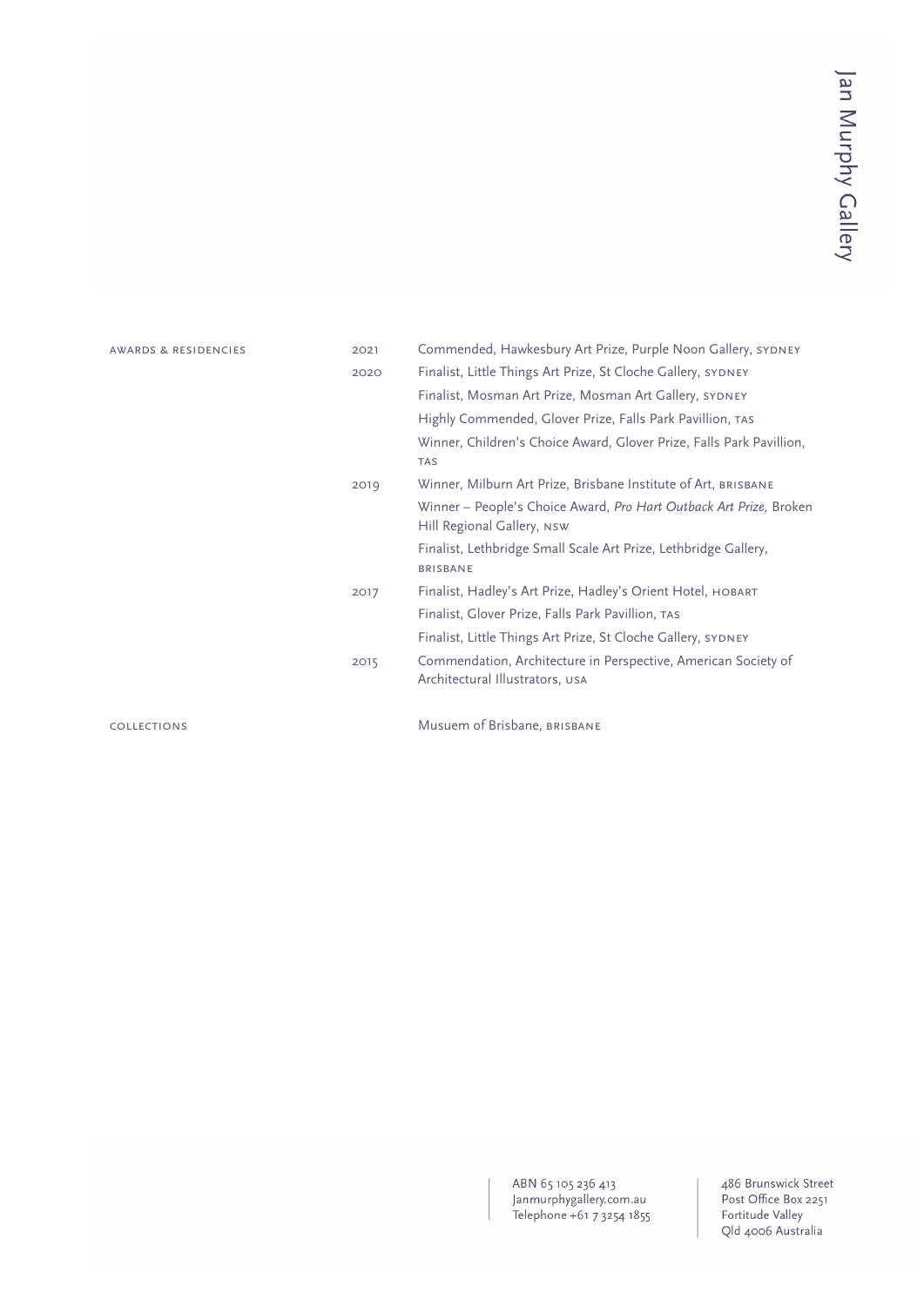## AWARDS & RESIDENCIES

| | |
|---|---|
| 2021 | Commended, Hawkesbury Art Prize, Purple Noon Gallery, SYDNEY |
| 2020 | Finalist, Little Things Art Prize, St Cloche Gallery, SYDNEY |
| | Finalist, Mosman Art Prize, Mosman Art Gallery, SYDNEY |
| | Highly Commended, Glover Prize, Falls Park Pavillion, TAS |
| | Winner, Children's Choice Award, Glover Prize, Falls Park Pavillion, TAS |
| 2019 | Winner, Milburn Art Prize, Brisbane Institute of Art, BRISBANE |
| | Winner – People's Choice Award, *Pro Hart Outback Art Prize,* Broken Hill Regional Gallery, NSW |
| | Finalist, Lethbridge Small Scale Art Prize, Lethbridge Gallery, BRISBANE |
| 2017 | Finalist, Hadley's Art Prize, Hadley's Orient Hotel, HOBART |
| | Finalist, Glover Prize, Falls Park Pavillion, TAS |
| | Finalist, Little Things Art Prize, St Cloche Gallery, SYDNEY |
| 2015 | Commendation, Architecture in Perspective, American Society of Architectural Illustrators, USA |

## COLLECTIONS

Musuem of Brisbane, BRISBANE

ABN 65 105 236 413
Janmurphygallery.com.au
Telephone +61 7 3254 1855

486 Brunswick Street
Post Office Box 2251
Fortitude Valley
Qld 4006 Australia